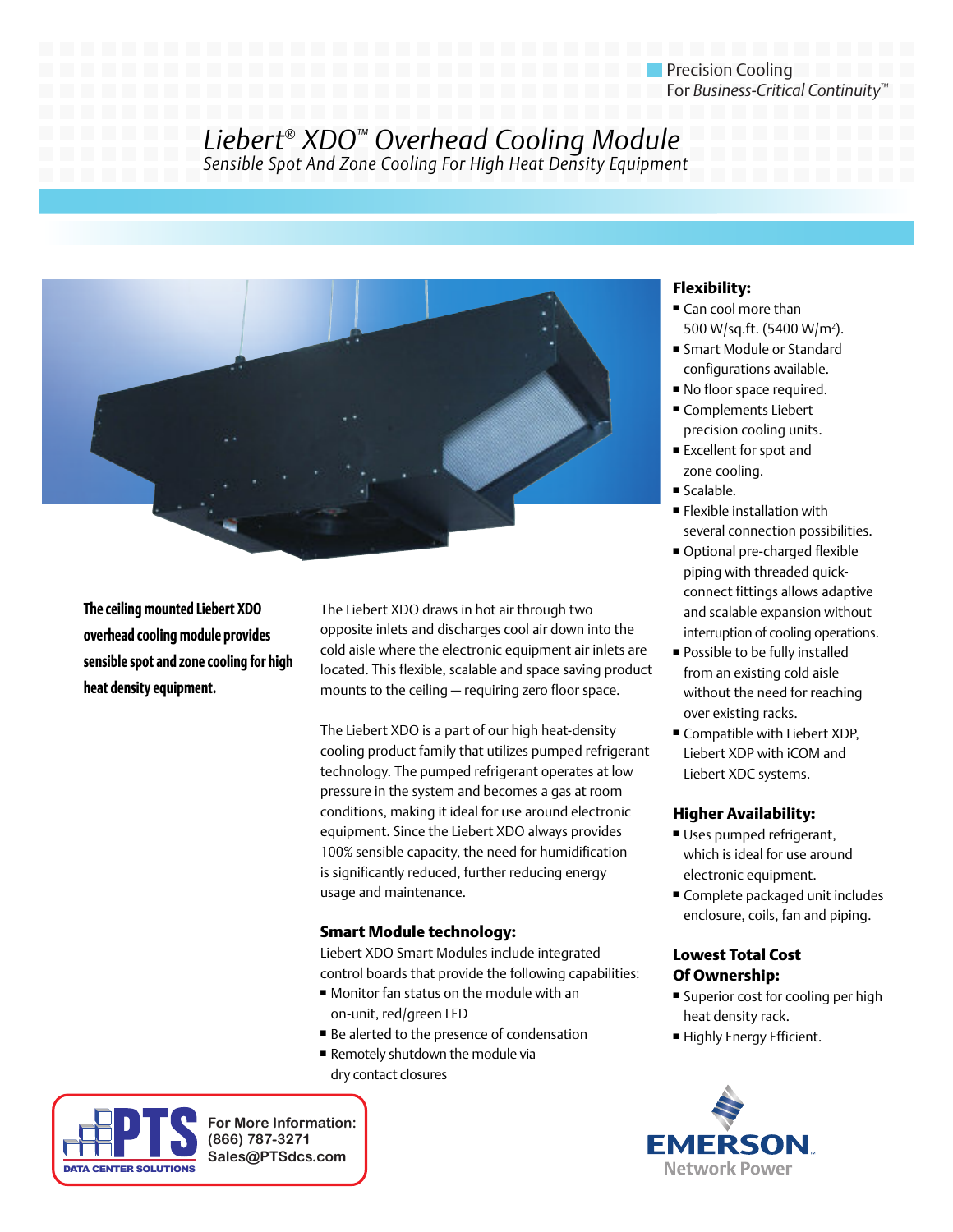Precision Cooling
For *Business-Critical Continuity*™

# *Liebert® XDO™ Overhead Cooling Module*

*Sensible Spot And Zone Cooling For High Heat Density Equipment*

**The ceiling mounted Liebert XDO overhead cooling module provides sensible spot and zone cooling for high heat density equipment.**

The Liebert XDO draws in hot air through two opposite inlets and discharges cool air down into the cold aisle where the electronic equipment air inlets are located. This flexible, scalable and space saving product mounts to the ceiling — requiring zero floor space.

The Liebert XDO is a part of our high heat-density cooling product family that utilizes pumped refrigerant technology. The pumped refrigerant operates at low pressure in the system and becomes a gas at room conditions, making it ideal for use around electronic equipment. Since the Liebert XDO always provides 100% sensible capacity, the need for humidification is significantly reduced, further reducing energy usage and maintenance.

### Smart Module technology:

Liebert XDO Smart Modules include integrated control boards that provide the following capabilities:

- Monitor fan status on the module with an on-unit, red/green LED
- Be alerted to the presence of condensation
- Remotely shutdown the module via dry contact closures

### Flexibility:

- Can cool more than 500 W/sq.ft. (5400 W/m²).
- Smart Module or Standard configurations available.
- No floor space required.
- Complements Liebert precision cooling units.
- Excellent for spot and zone cooling.
- Scalable.
- Flexible installation with several connection possibilities.
- Optional pre-charged flexible piping with threaded quick-connect fittings allows adaptive and scalable expansion without interruption of cooling operations.
- Possible to be fully installed from an existing cold aisle without the need for reaching over existing racks.
- Compatible with Liebert XDP, Liebert XDP with iCOM and Liebert XDC systems.

### Higher Availability:

- Uses pumped refrigerant, which is ideal for use around electronic equipment.
- Complete packaged unit includes enclosure, coils, fan and piping.

### Lowest Total Cost Of Ownership:

- Superior cost for cooling per high heat density rack.
- Highly Energy Efficient.

PTS DATA CENTER SOLUTIONS
For More Information:
(866) 787-3271
Sales@PTSdcs.com

EMERSON. Network Power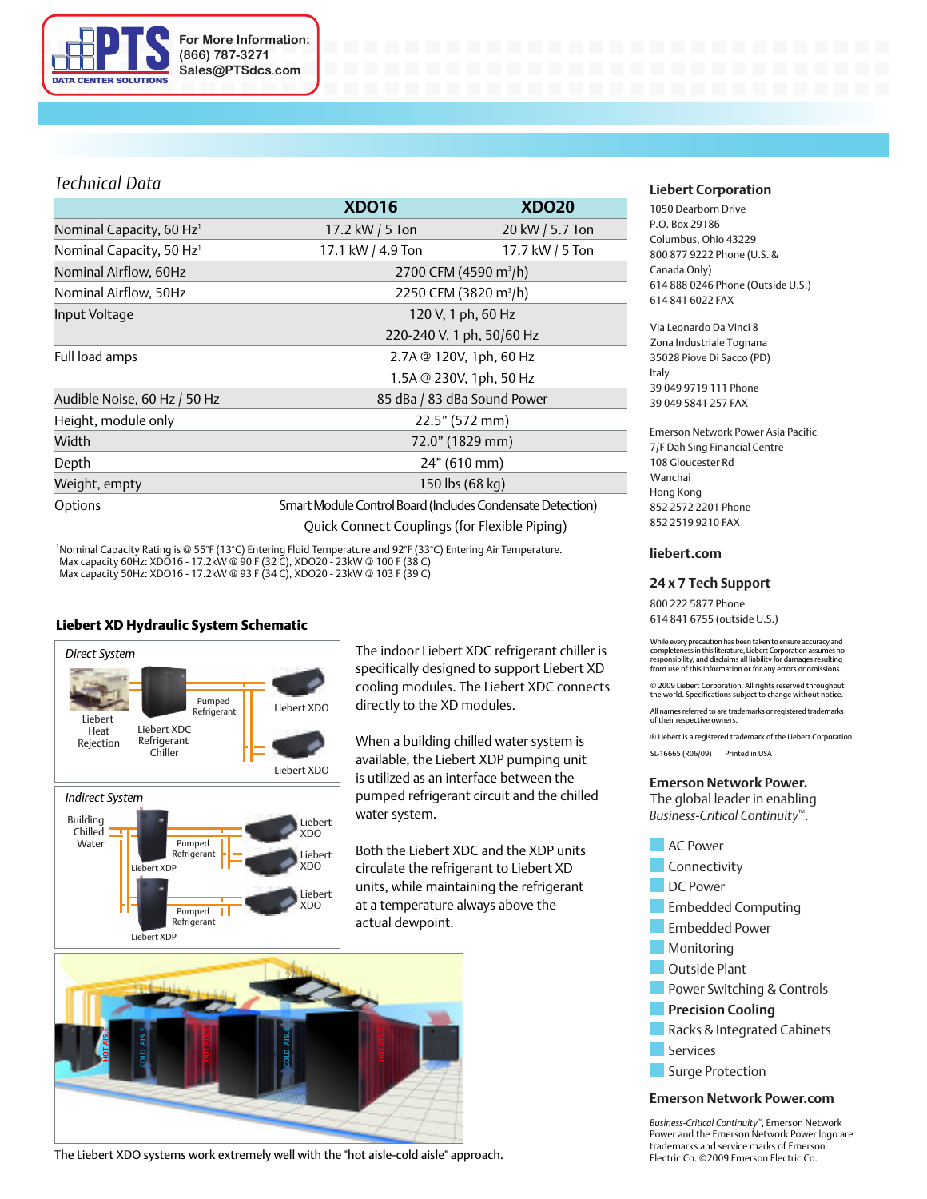For More Information:
(866) 787-3271
Sales@PTSdcs.com

## Technical Data

| | XDO16 | XDO20 |
|---|---|---|
| Nominal Capacity, 60 Hz[1] | 17.2 kW / 5 Ton | 20 kW / 5.7 Ton |
| Nominal Capacity, 50 Hz[1] | 17.1 kW / 4.9 Ton | 17.7 kW / 5 Ton |
| Nominal Airflow, 60Hz | 2700 CFM (4590 m³/h) | |
| Nominal Airflow, 50Hz | 2250 CFM (3820 m³/h) | |
| Input Voltage | 120 V, 1 ph, 60 Hz | |
| | 220-240 V, 1 ph, 50/60 Hz | |
| Full load amps | 2.7A @ 120V, 1ph, 60 Hz | |
| | 1.5A @ 230V, 1ph, 50 Hz | |
| Audible Noise, 60 Hz / 50 Hz | 85 dBa / 83 dBa Sound Power | |
| Height, module only | 22.5" (572 mm) | |
| Width | 72.0" (1829 mm) | |
| Depth | 24" (610 mm) | |
| Weight, empty | 150 lbs (68 kg) | |
| Options | Smart Module Control Board (Includes Condensate Detection) | |
| | Quick Connect Couplings (for Flexible Piping) | |

[1]Nominal Capacity Rating is @ 55°F (13°C) Entering Fluid Temperature and 92°F (33°C) Entering Air Temperature.
Max capacity 60Hz: XDO16 - 17.2kW @ 90 F (32 C), XDO20 - 23kW @ 100 F (38 C)
Max capacity 50Hz: XDO16 - 17.2kW @ 93 F (34 C), XDO20 - 23kW @ 103 F (39 C)

### Liebert XD Hydraulic System Schematic

*Direct System*

Liebert Heat Rejection
Liebert XDC Refrigerant Chiller
Pumped Refrigerant
Liebert XDO
Liebert XDO

*Indirect System*

Building Chilled Water
Liebert XDP
Pumped Refrigerant
Liebert XDO
Liebert XDO
Liebert XDO
Liebert XDP
Pumped Refrigerant

The indoor Liebert XDC refrigerant chiller is specifically designed to support Liebert XD cooling modules. The Liebert XDC connects directly to the XD modules.

When a building chilled water system is available, the Liebert XDP pumping unit is utilized as an interface between the pumped refrigerant circuit and the chilled water system.

Both the Liebert XDC and the XDP units circulate the refrigerant to Liebert XD units, while maintaining the refrigerant at a temperature always above the actual dewpoint.

HOT AISLE
COLD AISLE
HOT AISLE
COLD AISLE
HOT AISLE

The Liebert XDO systems work extremely well with the "hot aisle-cold aisle" approach.

### Liebert Corporation

1050 Dearborn Drive
P.O. Box 29186
Columbus, Ohio 43229
800 877 9222 Phone (U.S. & Canada Only)
614 888 0246 Phone (Outside U.S.)
614 841 6022 FAX

Via Leonardo Da Vinci 8
Zona Industriale Tognana
35028 Piove Di Sacco (PD)
Italy
39 049 9719 111 Phone
39 049 5841 257 FAX

Emerson Network Power Asia Pacific
7/F Dah Sing Financial Centre
108 Gloucester Rd
Wanchai
Hong Kong
852 2572 2201 Phone
852 2519 9210 FAX

### liebert.com

### 24 x 7 Tech Support

800 222 5877 Phone
614 841 6755 (outside U.S.)

While every precaution has been taken to ensure accuracy and completeness in this literature, Liebert Corporation assumes no responsibility, and disclaims all liability for damages resulting from use of this information or for any errors or omissions.

© 2009 Liebert Corporation. All rights reserved throughout the world. Specifications subject to change without notice.

All names referred to are trademarks or registered trademarks of their respective owners.

® Liebert is a registered trademark of the Liebert Corporation.

SL-16665 (R06/09) Printed in USA

### Emerson Network Power.

The global leader in enabling *Business-Critical Continuity*™.

- AC Power
- Connectivity
- DC Power
- Embedded Computing
- Embedded Power
- Monitoring
- Outside Plant
- Power Switching & Controls
- **Precision Cooling**
- Racks & Integrated Cabinets
- Services
- Surge Protection

### Emerson Network Power.com

*Business-Critical Continuity*™, Emerson Network Power and the Emerson Network Power logo are trademarks and service marks of Emerson Electric Co. ©2009 Emerson Electric Co.